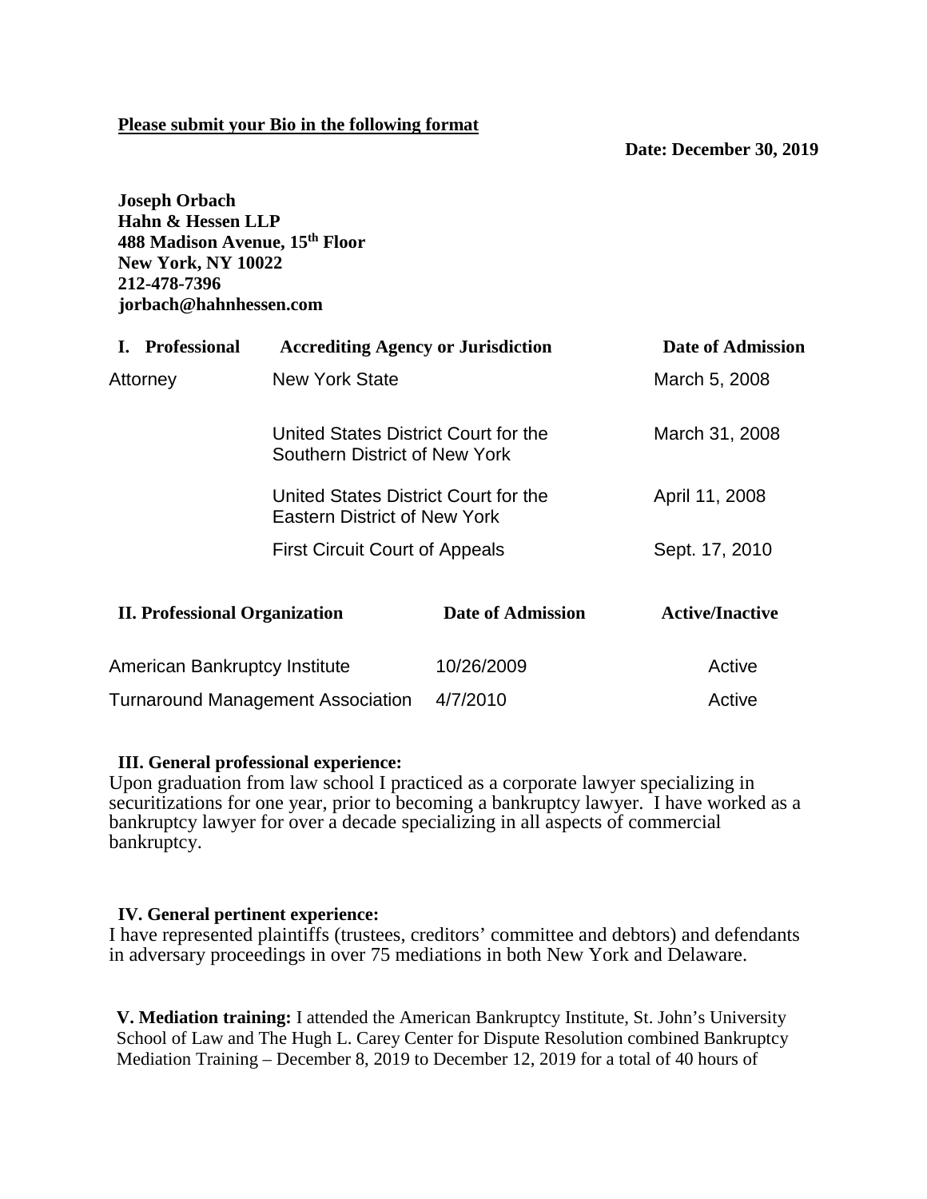**<u>Please submit your Bio in the following format</u>**

**Date: December 30, 2019**

**Joseph Orbach**
**Hahn & Hessen LLP**
**488 Madison Avenue, 15th Floor**
**New York, NY 10022**
**212-478-7396**
**jorbach@hahnhessen.com**

| **I. Professional** | **Accrediting Agency or Jurisdiction** | **Date of Admission** |
|---|---|---|
| Attorney | New York State | March 5, 2008 |
| | United States District Court for the Southern District of New York | March 31, 2008 |
| | United States District Court for the Eastern District of New York | April 11, 2008 |
| | First Circuit Court of Appeals | Sept. 17, 2010 |

| **II. Professional Organization** | **Date of Admission** | **Active/Inactive** |
|---|---|---|
| American Bankruptcy Institute | 10/26/2009 | Active |
| Turnaround Management Association | 4/7/2010 | Active |

**III. General professional experience:**
Upon graduation from law school I practiced as a corporate lawyer specializing in securitizations for one year, prior to becoming a bankruptcy lawyer. I have worked as a bankruptcy lawyer for over a decade specializing in all aspects of commercial bankruptcy.

**IV. General pertinent experience:**
I have represented plaintiffs (trustees, creditors' committee and debtors) and defendants in adversary proceedings in over 75 mediations in both New York and Delaware.

**V. Mediation training:** I attended the American Bankruptcy Institute, St. John's University School of Law and The Hugh L. Carey Center for Dispute Resolution combined Bankruptcy Mediation Training – December 8, 2019 to December 12, 2019 for a total of 40 hours of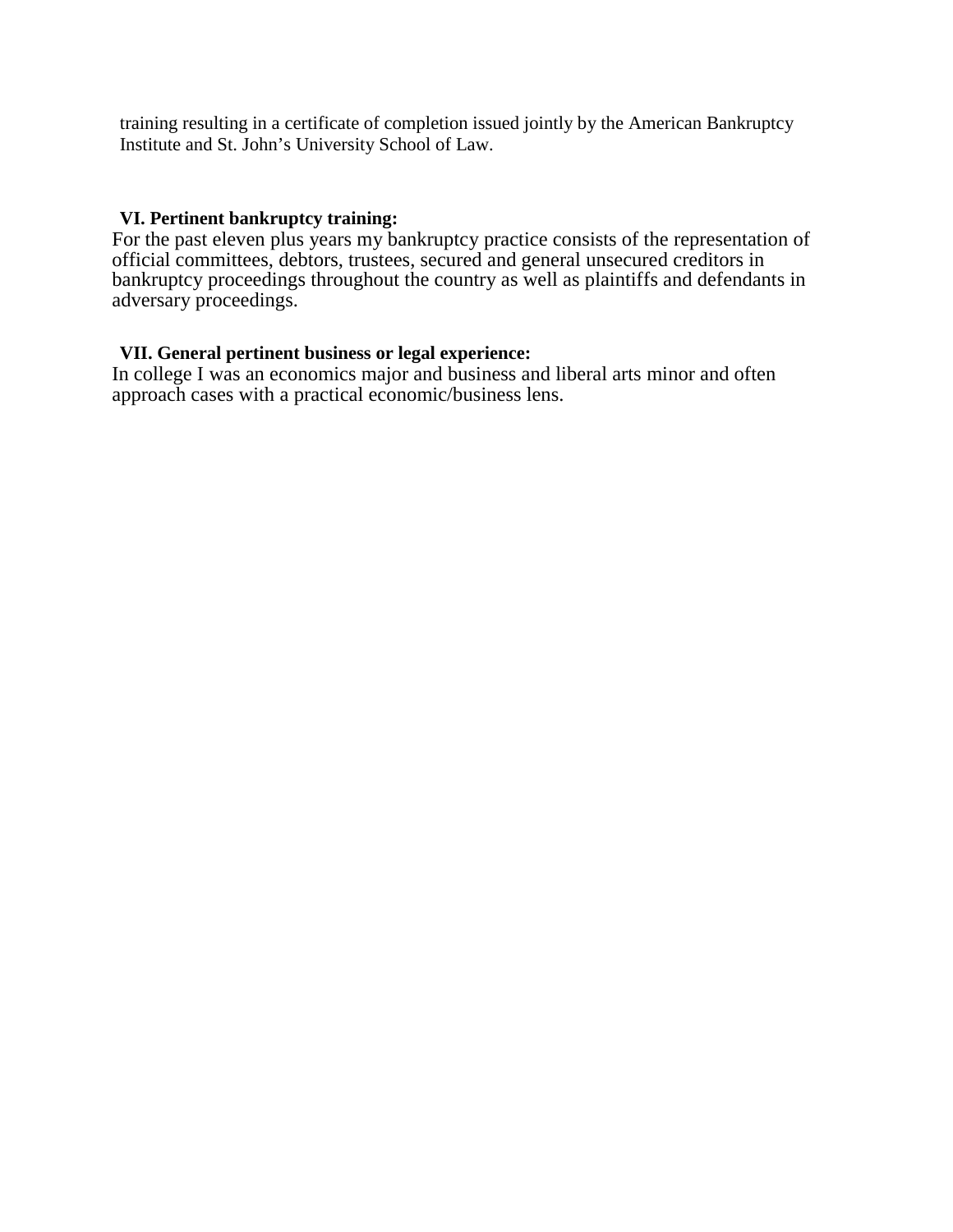training resulting in a certificate of completion issued jointly by the American Bankruptcy Institute and St. John's University School of Law.

**VI. Pertinent bankruptcy training:**

For the past eleven plus years my bankruptcy practice consists of the representation of official committees, debtors, trustees, secured and general unsecured creditors in bankruptcy proceedings throughout the country as well as plaintiffs and defendants in adversary proceedings.

**VII. General pertinent business or legal experience:**

In college I was an economics major and business and liberal arts minor and often approach cases with a practical economic/business lens.